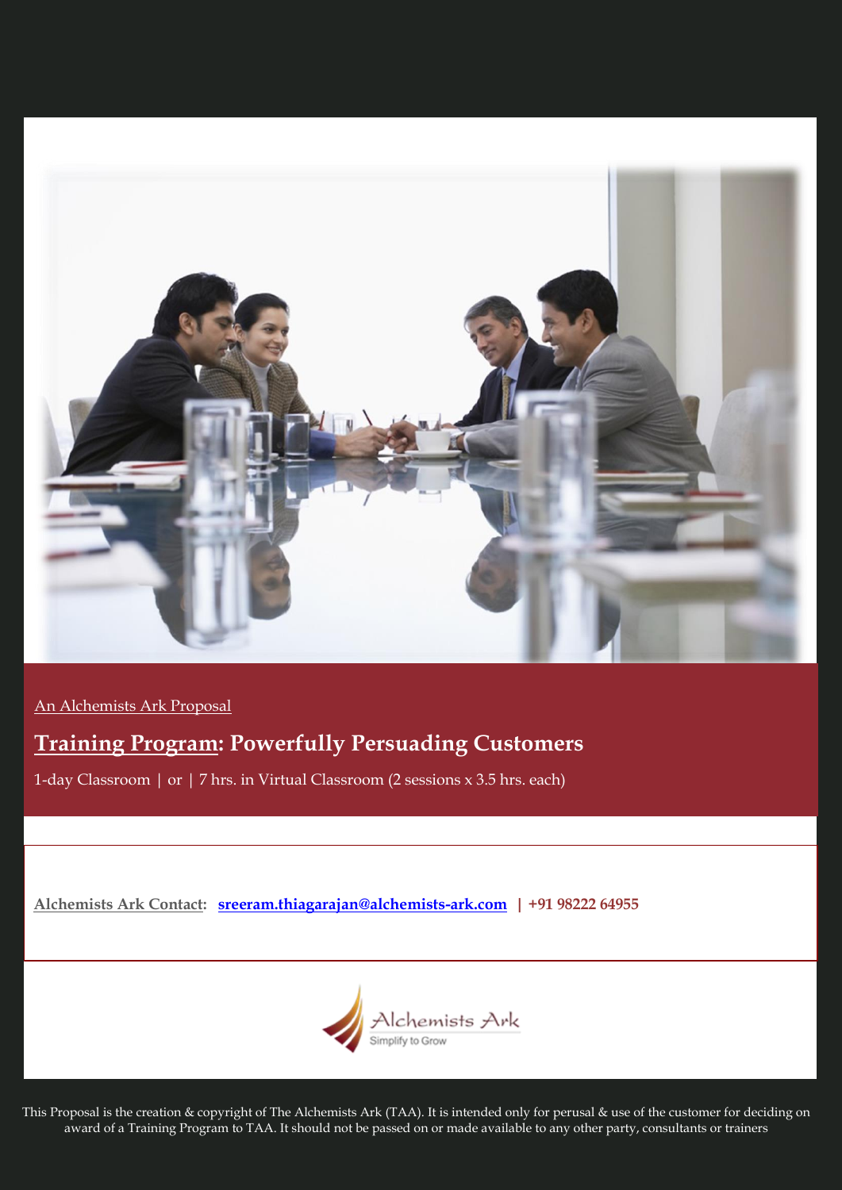An Alchemists Ark Proposal

# Training Program: Powerfully Persuading Customers

1-day Classroom | or | 7 hrs. in Virtual Classroom (2 sessions x 3.5 hrs. each)

**Alchemists Ark Contact: sreeram.thiagarajan@alchemists-ark.com | +91 98222 64955**

Alchemists Ark
Simplify to Grow

This Proposal is the creation & copyright of The Alchemists Ark (TAA). It is intended only for perusal & use of the customer for deciding on award of a Training Program to TAA. It should not be passed on or made available to any other party, consultants or trainers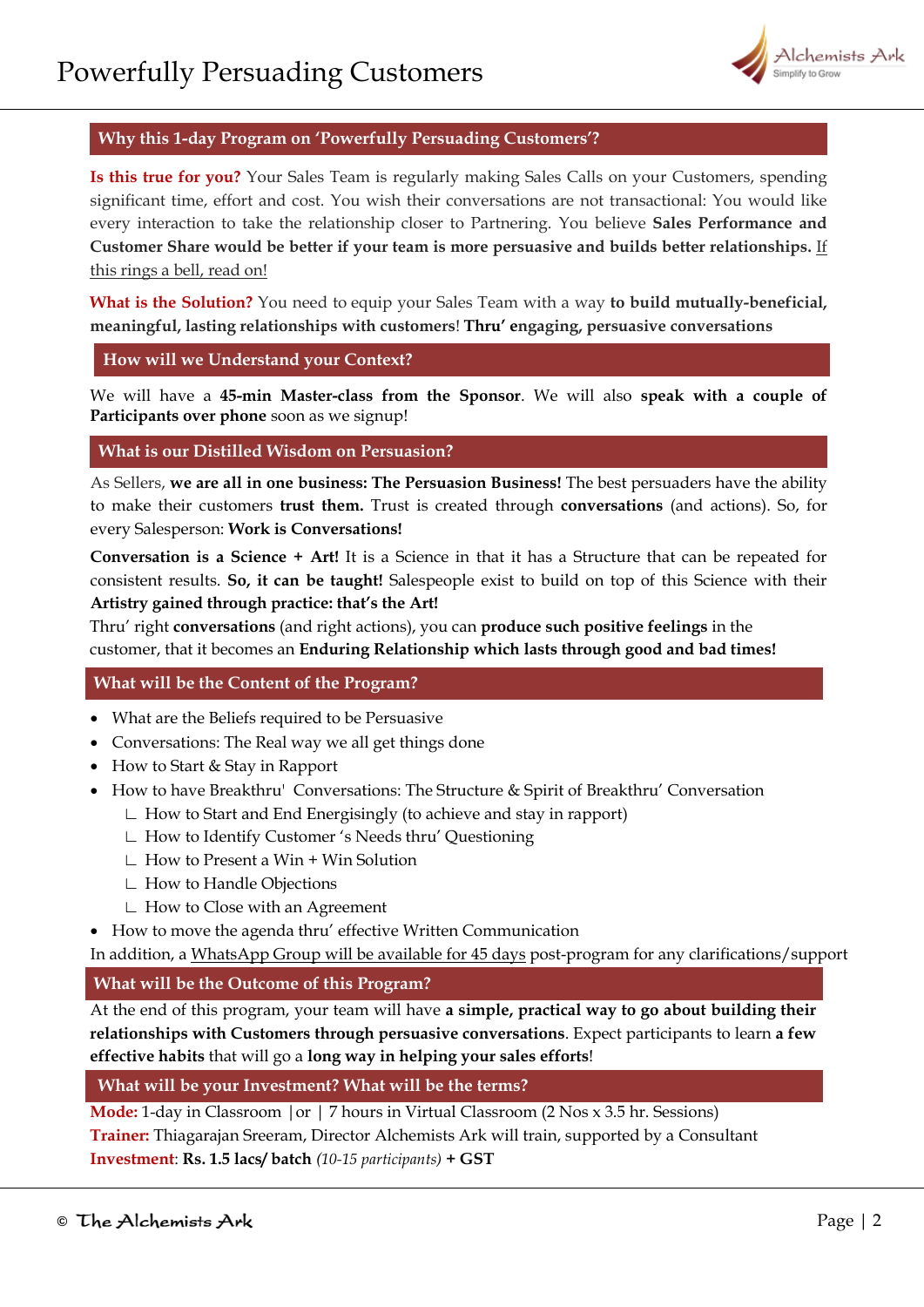# Powerfully Persuading Customers

## Why this 1-day Program on 'Powerfully Persuading Customers'?

**Is this true for you?** Your Sales Team is regularly making Sales Calls on your Customers, spending significant time, effort and cost. You wish their conversations are not transactional: You would like every interaction to take the relationship closer to Partnering. You believe **Sales Performance and Customer Share would be better if your team is more persuasive and builds better relationships.** If this rings a bell, read on!

**What is the Solution?** You need to equip your Sales Team with a way **to build mutually-beneficial, meaningful, lasting relationships with customers**! **Thru' engaging, persuasive conversations**

## How will we Understand your Context?

We will have a **45-min Master-class from the Sponsor**. We will also **speak with a couple of Participants over phone** soon as we signup!

## What is our Distilled Wisdom on Persuasion?

As Sellers, **we are all in one business: The Persuasion Business!** The best persuaders have the ability to make their customers **trust them.** Trust is created through **conversations** (and actions). So, for every Salesperson: **Work is Conversations!**

**Conversation is a Science + Art!** It is a Science in that it has a Structure that can be repeated for consistent results. **So, it can be taught!** Salespeople exist to build on top of this Science with their **Artistry gained through practice: that's the Art!**

Thru' right **conversations** (and right actions), you can **produce such positive feelings** in the customer, that it becomes an **Enduring Relationship which lasts through good and bad times!**

## What will be the Content of the Program?

- What are the Beliefs required to be Persuasive
- Conversations: The Real way we all get things done
- How to Start & Stay in Rapport
- How to have Breakthru' Conversations: The Structure & Spirit of Breakthru' Conversation
  - How to Start and End Energisingly (to achieve and stay in rapport)
  - How to Identify Customer 's Needs thru' Questioning
  - How to Present a Win + Win Solution
  - How to Handle Objections
  - How to Close with an Agreement
- How to move the agenda thru' effective Written Communication

In addition, a WhatsApp Group will be available for 45 days post-program for any clarifications/support

## What will be the Outcome of this Program?

At the end of this program, your team will have **a simple, practical way to go about building their relationships with Customers through persuasive conversations**. Expect participants to learn **a few effective habits** that will go a **long way in helping your sales efforts**!

## What will be your Investment? What will be the terms?

**Mode:** 1-day in Classroom | or | 7 hours in Virtual Classroom (2 Nos x 3.5 hr. Sessions)
**Trainer:** Thiagarajan Sreeram, Director Alchemists Ark will train, supported by a Consultant
**Investment**: **Rs. 1.5 lacs/ batch** *(10-15 participants)* **+ GST**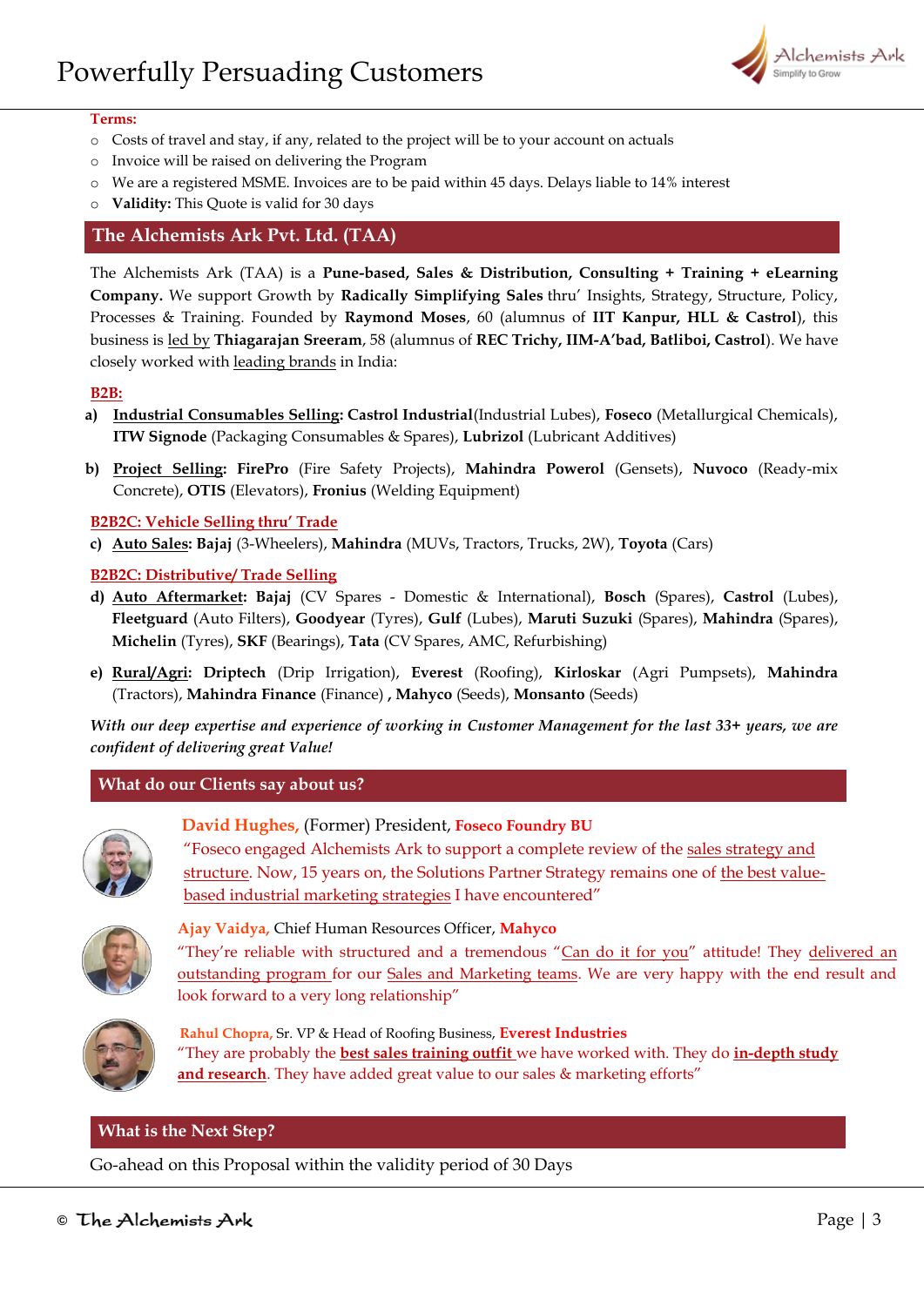**Terms:**

- Costs of travel and stay, if any, related to the project will be to your account on actuals
- Invoice will be raised on delivering the Program
- We are a registered MSME. Invoices are to be paid within 45 days. Delays liable to 14% interest
- **Validity:** This Quote is valid for 30 days

## The Alchemists Ark Pvt. Ltd. (TAA)

The Alchemists Ark (TAA) is a **Pune-based, Sales & Distribution, Consulting + Training + eLearning Company.** We support Growth by **Radically Simplifying Sales** thru' Insights, Strategy, Structure, Policy, Processes & Training. Founded by **Raymond Moses**, 60 (alumnus of **IIT Kanpur, HLL & Castrol**), this business is led by **Thiagarajan Sreeram**, 58 (alumnus of **REC Trichy, IIM-A'bad, Batliboi, Castrol**). We have closely worked with leading brands in India:

**B2B:**

a) **Industrial Consumables Selling: Castrol Industrial**(Industrial Lubes), **Foseco** (Metallurgical Chemicals), **ITW Signode** (Packaging Consumables & Spares), **Lubrizol** (Lubricant Additives)

b) **Project Selling: FirePro** (Fire Safety Projects), **Mahindra Powerol** (Gensets), **Nuvoco** (Ready-mix Concrete), **OTIS** (Elevators), **Fronius** (Welding Equipment)

**B2B2C: Vehicle Selling thru' Trade**

c) **Auto Sales: Bajaj** (3-Wheelers), **Mahindra** (MUVs, Tractors, Trucks, 2W), **Toyota** (Cars)

**B2B2C: Distributive/ Trade Selling**

d) **Auto Aftermarket: Bajaj** (CV Spares - Domestic & International), **Bosch** (Spares), **Castrol** (Lubes), **Fleetguard** (Auto Filters), **Goodyear** (Tyres), **Gulf** (Lubes), **Maruti Suzuki** (Spares), **Mahindra** (Spares), **Michelin** (Tyres), **SKF** (Bearings), **Tata** (CV Spares, AMC, Refurbishing)

e) **Rural/Agri: Driptech** (Drip Irrigation), **Everest** (Roofing), **Kirloskar** (Agri Pumpsets), **Mahindra** (Tractors), **Mahindra Finance** (Finance) **, Mahyco** (Seeds), **Monsanto** (Seeds)

***With our deep expertise and experience of working in Customer Management for the last 33+ years, we are confident of delivering great Value!***

## What do our Clients say about us?

**David Hughes,** (Former) President, **Foseco Foundry BU**

"Foseco engaged Alchemists Ark to support a complete review of the sales strategy and structure. Now, 15 years on, the Solutions Partner Strategy remains one of the best value-based industrial marketing strategies I have encountered"

**Ajay Vaidya,** Chief Human Resources Officer, **Mahyco**

"They're reliable with structured and a tremendous "Can do it for you" attitude! They delivered an outstanding program for our Sales and Marketing teams. We are very happy with the end result and look forward to a very long relationship"

**Rahul Chopra,** Sr. VP & Head of Roofing Business, **Everest Industries**

"They are probably the **best sales training outfit** we have worked with. They do **in-depth study and research**. They have added great value to our sales & marketing efforts"

## What is the Next Step?

Go-ahead on this Proposal within the validity period of 30 Days